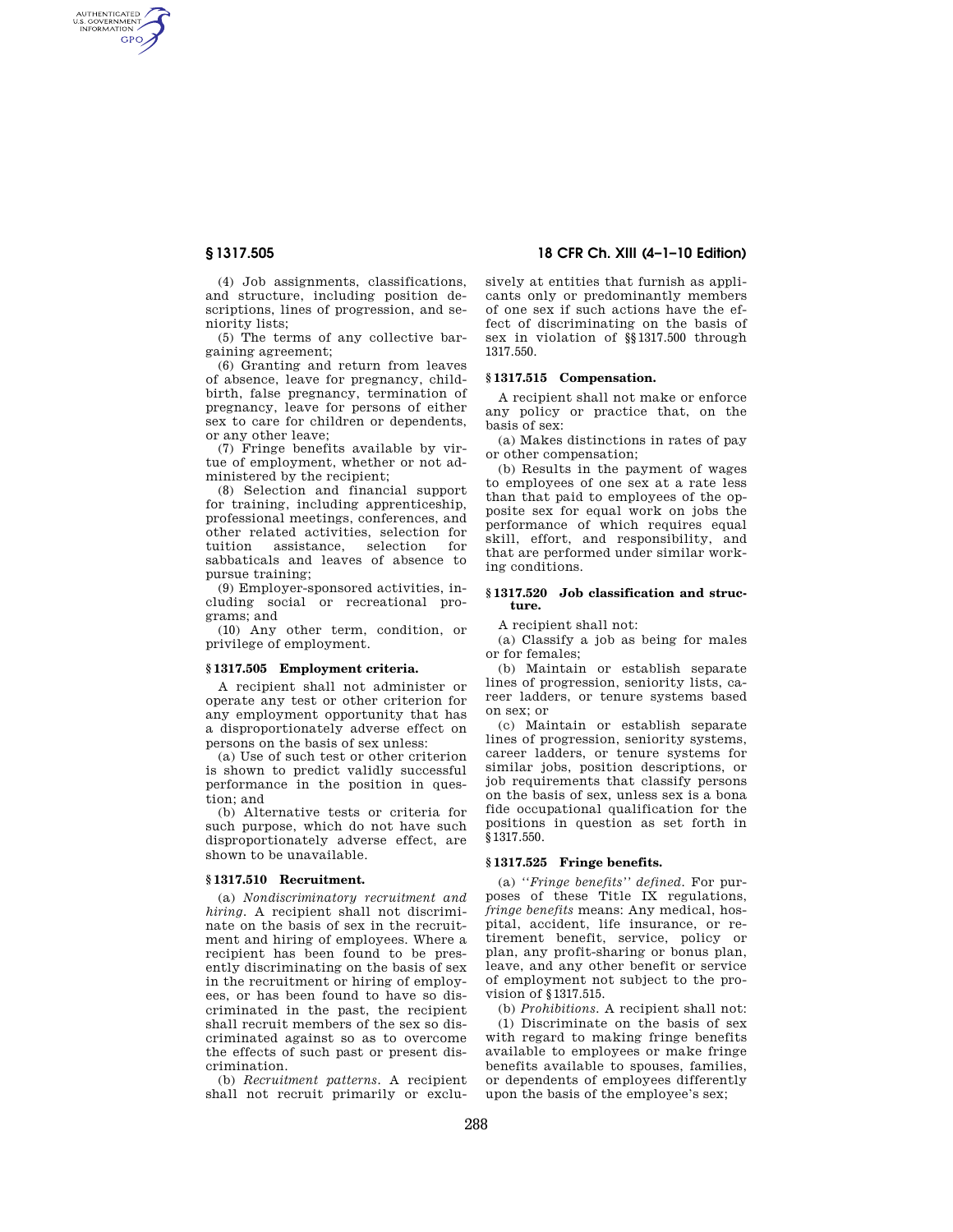(4) Job assignments, classifications, and structure, including position descriptions, lines of progression, and seniority lists;

(5) The terms of any collective bargaining agreement;

(6) Granting and return from leaves of absence, leave for pregnancy, childbirth, false pregnancy, termination of pregnancy, leave for persons of either sex to care for children or dependents, or any other leave;

(7) Fringe benefits available by virtue of employment, whether or not administered by the recipient;

(8) Selection and financial support for training, including apprenticeship, professional meetings, conferences, and other related activities, selection for tuition assistance, selection for sabbaticals and leaves of absence to pursue training;

(9) Employer-sponsored activities, including social or recreational programs; and

(10) Any other term, condition, or privilege of employment.

### § 1317.505 Employment criteria.

A recipient shall not administer or operate any test or other criterion for any employment opportunity that has a disproportionately adverse effect on persons on the basis of sex unless:

(a) Use of such test or other criterion is shown to predict validly successful performance in the position in question; and

(b) Alternative tests or criteria for such purpose, which do not have such disproportionately adverse effect, are shown to be unavailable.

### § 1317.510 Recruitment.

(a) *Nondiscriminatory recruitment and hiring.* A recipient shall not discriminate on the basis of sex in the recruitment and hiring of employees. Where a recipient has been found to be presently discriminating on the basis of sex in the recruitment or hiring of employees, or has been found to have so discriminated in the past, the recipient shall recruit members of the sex so discriminated against so as to overcome the effects of such past or present discrimination.

(b) *Recruitment patterns.* A recipient shall not recruit primarily or exclusively at entities that furnish as applicants only or predominantly members of one sex if such actions have the effect of discriminating on the basis of sex in violation of §§ 1317.500 through 1317.550.

### § 1317.515 Compensation.

A recipient shall not make or enforce any policy or practice that, on the basis of sex:

(a) Makes distinctions in rates of pay or other compensation;

(b) Results in the payment of wages to employees of one sex at a rate less than that paid to employees of the opposite sex for equal work on jobs the performance of which requires equal skill, effort, and responsibility, and that are performed under similar working conditions.

### § 1317.520 Job classification and structure.

A recipient shall not:

(a) Classify a job as being for males or for females;

(b) Maintain or establish separate lines of progression, seniority lists, career ladders, or tenure systems based on sex; or

(c) Maintain or establish separate lines of progression, seniority systems, career ladders, or tenure systems for similar jobs, position descriptions, or job requirements that classify persons on the basis of sex, unless sex is a bona fide occupational qualification for the positions in question as set forth in § 1317.550.

### § 1317.525 Fringe benefits.

(a) *"Fringe benefits" defined.* For purposes of these Title IX regulations, *fringe benefits* means: Any medical, hospital, accident, life insurance, or retirement benefit, service, policy or plan, any profit-sharing or bonus plan, leave, and any other benefit or service of employment not subject to the provision of § 1317.515.

(b) *Prohibitions.* A recipient shall not:

(1) Discriminate on the basis of sex with regard to making fringe benefits available to employees or make fringe benefits available to spouses, families, or dependents of employees differently upon the basis of the employee's sex;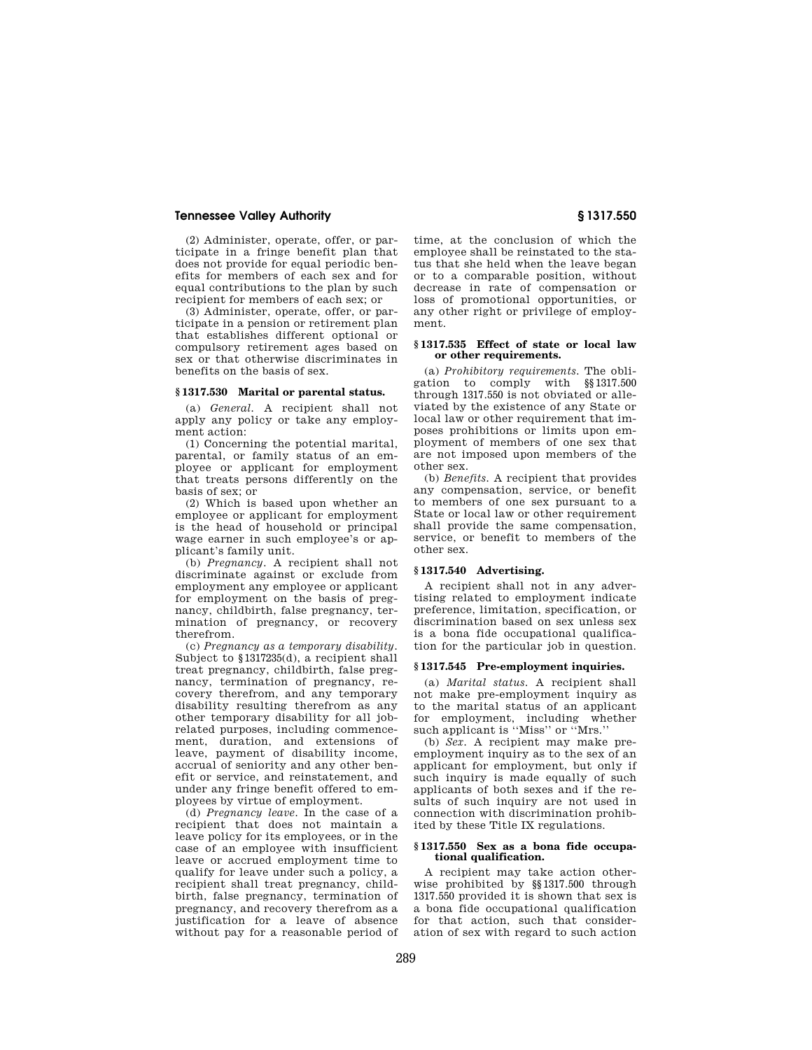(2) Administer, operate, offer, or participate in a fringe benefit plan that does not provide for equal periodic benefits for members of each sex and for equal contributions to the plan by such recipient for members of each sex; or

(3) Administer, operate, offer, or participate in a pension or retirement plan that establishes different optional or compulsory retirement ages based on sex or that otherwise discriminates in benefits on the basis of sex.

### § 1317.530 Marital or parental status.

(a) *General.* A recipient shall not apply any policy or take any employment action:

(1) Concerning the potential marital, parental, or family status of an employee or applicant for employment that treats persons differently on the basis of sex; or

(2) Which is based upon whether an employee or applicant for employment is the head of household or principal wage earner in such employee's or applicant's family unit.

(b) *Pregnancy.* A recipient shall not discriminate against or exclude from employment any employee or applicant for employment on the basis of pregnancy, childbirth, false pregnancy, termination of pregnancy, or recovery therefrom.

(c) *Pregnancy as a temporary disability.* Subject to §1317235(d), a recipient shall treat pregnancy, childbirth, false pregnancy, termination of pregnancy, recovery therefrom, and any temporary disability resulting therefrom as any other temporary disability for all job-related purposes, including commencement, duration, and extensions of leave, payment of disability income, accrual of seniority and any other benefit or service, and reinstatement, and under any fringe benefit offered to employees by virtue of employment.

(d) *Pregnancy leave.* In the case of a recipient that does not maintain a leave policy for its employees, or in the case of an employee with insufficient leave or accrued employment time to qualify for leave under such a policy, a recipient shall treat pregnancy, childbirth, false pregnancy, termination of pregnancy, and recovery therefrom as a justification for a leave of absence without pay for a reasonable period of time, at the conclusion of which the employee shall be reinstated to the status that she held when the leave began or to a comparable position, without decrease in rate of compensation or loss of promotional opportunities, or any other right or privilege of employment.

### § 1317.535 Effect of state or local law or other requirements.

(a) *Prohibitory requirements.* The obligation to comply with §§ 1317.500 through 1317.550 is not obviated or alleviated by the existence of any State or local law or other requirement that imposes prohibitions or limits upon employment of members of one sex that are not imposed upon members of the other sex.

(b) *Benefits.* A recipient that provides any compensation, service, or benefit to members of one sex pursuant to a State or local law or other requirement shall provide the same compensation, service, or benefit to members of the other sex.

### § 1317.540 Advertising.

A recipient shall not in any advertising related to employment indicate preference, limitation, specification, or discrimination based on sex unless sex is a bona fide occupational qualification for the particular job in question.

### § 1317.545 Pre-employment inquiries.

(a) *Marital status.* A recipient shall not make pre-employment inquiry as to the marital status of an applicant for employment, including whether such applicant is ''Miss'' or ''Mrs.''

(b) *Sex.* A recipient may make pre-employment inquiry as to the sex of an applicant for employment, but only if such inquiry is made equally of such applicants of both sexes and if the results of such inquiry are not used in connection with discrimination prohibited by these Title IX regulations.

### § 1317.550 Sex as a bona fide occupational qualification.

A recipient may take action otherwise prohibited by §§ 1317.500 through 1317.550 provided it is shown that sex is a bona fide occupational qualification for that action, such that consideration of sex with regard to such action